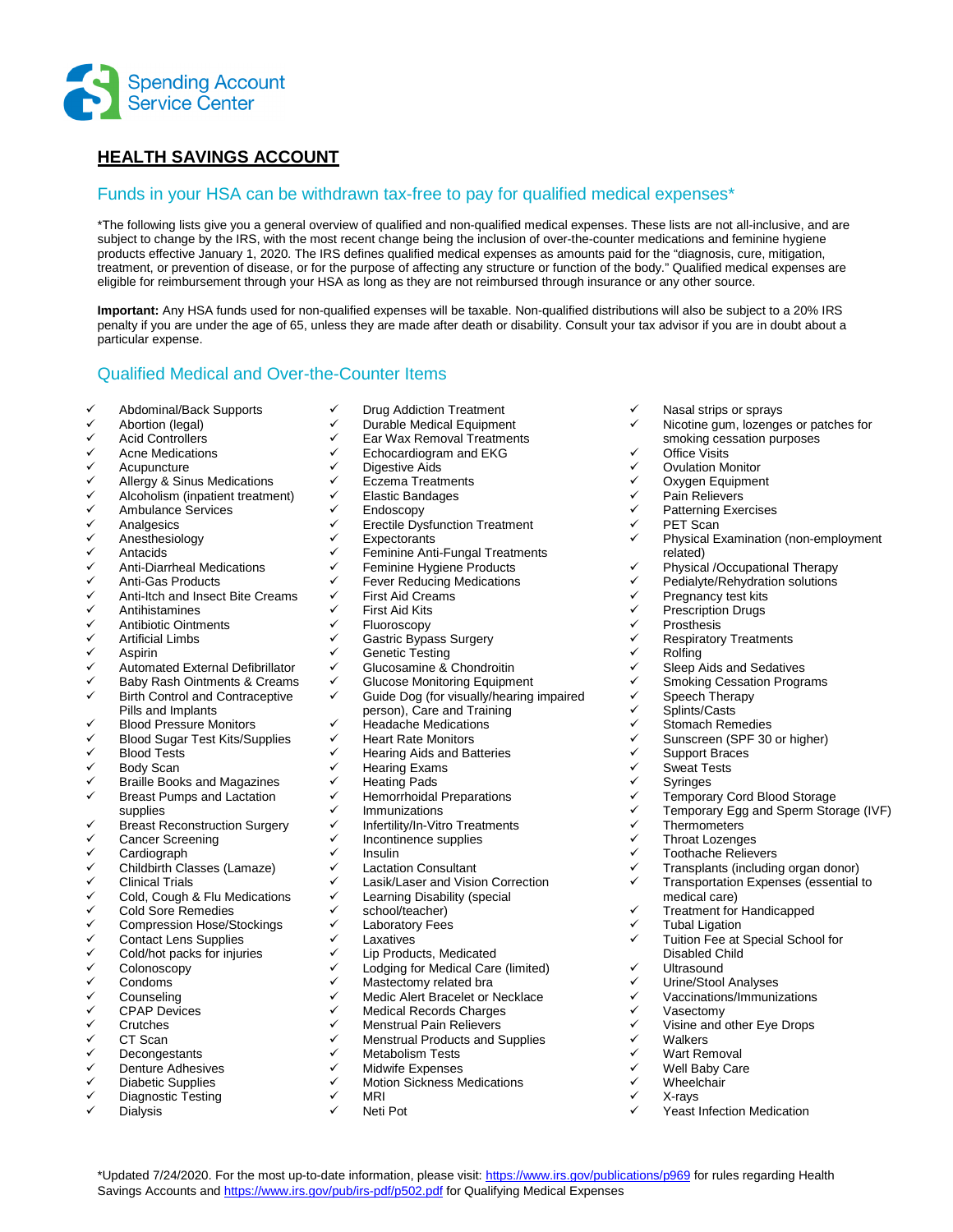Spending Account Service Center

# HEALTH SAVINGS ACCOUNT

## Funds in your HSA can be withdrawn tax-free to pay for qualified medical expenses*

*The following lists give you a general overview of qualified and non-qualified medical expenses. These lists are not all-inclusive, and are subject to change by the IRS, with the most recent change being the inclusion of over-the-counter medications and feminine hygiene products effective January 1, 2020. The IRS defines qualified medical expenses as amounts paid for the "diagnosis, cure, mitigation, treatment, or prevention of disease, or for the purpose of affecting any structure or function of the body." Qualified medical expenses are eligible for reimbursement through your HSA as long as they are not reimbursed through insurance or any other source.

**Important:** Any HSA funds used for non-qualified expenses will be taxable. Non-qualified distributions will also be subject to a 20% IRS penalty if you are under the age of 65, unless they are made after death or disability. Consult your tax advisor if you are in doubt about a particular expense.

## Qualified Medical and Over-the-Counter Items

- ✓ Abdominal/Back Supports
- ✓ Abortion (legal)
- ✓ Acid Controllers
- ✓ Acne Medications
- ✓ Acupuncture
- ✓ Allergy & Sinus Medications
- ✓ Alcoholism (inpatient treatment)
- ✓ Ambulance Services
- ✓ Analgesics
- ✓ Anesthesiology
- ✓ Antacids
- ✓ Anti-Diarrheal Medications
- ✓ Anti-Gas Products
- ✓ Anti-Itch and Insect Bite Creams
- ✓ Antihistamines
- ✓ Antibiotic Ointments
- ✓ Artificial Limbs
- ✓ Aspirin
- ✓ Automated External Defibrillator
- ✓ Baby Rash Ointments & Creams
- ✓ Birth Control and Contraceptive Pills and Implants
- ✓ Blood Pressure Monitors
- ✓ Blood Sugar Test Kits/Supplies
- ✓ Blood Tests
- ✓ Body Scan
- ✓ Braille Books and Magazines
- ✓ Breast Pumps and Lactation supplies
- ✓ Breast Reconstruction Surgery
- ✓ Cancer Screening
- ✓ Cardiograph
- ✓ Childbirth Classes (Lamaze)
- ✓ Clinical Trials
- ✓ Cold, Cough & Flu Medications
- ✓ Cold Sore Remedies
- ✓ Compression Hose/Stockings
- ✓ Contact Lens Supplies
- ✓ Cold/hot packs for injuries
- ✓ Colonoscopy
- ✓ Condoms
- ✓ Counseling
- ✓ CPAP Devices
- ✓ Crutches
- ✓ CT Scan
- ✓ Decongestants
- ✓ Denture Adhesives
- ✓ Diabetic Supplies
- ✓ Diagnostic Testing
- ✓ Dialysis
- ✓ Drug Addiction Treatment
- ✓ Durable Medical Equipment
- ✓ Ear Wax Removal Treatments
- ✓ Echocardiogram and EKG
- ✓ Digestive Aids
- ✓ Eczema Treatments
- ✓ Elastic Bandages
- ✓ Endoscopy
- ✓ Erectile Dysfunction Treatment
- ✓ Expectorants
- ✓ Feminine Anti-Fungal Treatments
- ✓ Feminine Hygiene Products
- ✓ Fever Reducing Medications
- ✓ First Aid Creams
- ✓ First Aid Kits
- ✓ Fluoroscopy
- ✓ Gastric Bypass Surgery
- ✓ Genetic Testing
- ✓ Glucosamine & Chondroitin
- ✓ Glucose Monitoring Equipment
- ✓ Guide Dog (for visually/hearing impaired person), Care and Training
- ✓ Headache Medications
- ✓ Heart Rate Monitors
- ✓ Hearing Aids and Batteries
- ✓ Hearing Exams
- ✓ Heating Pads
- ✓ Hemorrhoidal Preparations
- ✓ Immunizations
- ✓ Infertility/In-Vitro Treatments
- ✓ Incontinence supplies
- ✓ Insulin
- ✓ Lactation Consultant
- ✓ Lasik/Laser and Vision Correction
- ✓ Learning Disability (special school/teacher)
- ✓ Laboratory Fees
- ✓ Laxatives
- ✓ Lip Products, Medicated
- ✓ Lodging for Medical Care (limited)
- ✓ Mastectomy related bra
- ✓ Medic Alert Bracelet or Necklace
- ✓ Medical Records Charges
- ✓ Menstrual Pain Relievers
- ✓ Menstrual Products and Supplies
- ✓ Metabolism Tests
- ✓ Midwife Expenses
- ✓ Motion Sickness Medications
- ✓ MRI
- ✓ Neti Pot
- ✓ Nasal strips or sprays
- ✓ Nicotine gum, lozenges or patches for smoking cessation purposes
- ✓ Office Visits
- ✓ Ovulation Monitor
- ✓ Oxygen Equipment
- ✓ Pain Relievers
- ✓ Patterning Exercises
- ✓ PET Scan
- ✓ Physical Examination (non-employment related)
- ✓ Physical /Occupational Therapy
- ✓ Pedialyte/Rehydration solutions
- ✓ Pregnancy test kits
- ✓ Prescription Drugs
- ✓ Prosthesis
- ✓ Respiratory Treatments
- ✓ Rolfing
- ✓ Sleep Aids and Sedatives
- ✓ Smoking Cessation Programs
- ✓ Speech Therapy
- ✓ Splints/Casts
- ✓ Stomach Remedies
- ✓ Sunscreen (SPF 30 or higher)
- ✓ Support Braces
- ✓ Sweat Tests
- ✓ Syringes
- ✓ Temporary Cord Blood Storage
- ✓ Temporary Egg and Sperm Storage (IVF)
- ✓ Thermometers
- ✓ Throat Lozenges
- ✓ Toothache Relievers
- ✓ Transplants (including organ donor)
- ✓ Transportation Expenses (essential to medical care)
- ✓ Treatment for Handicapped
- ✓ Tubal Ligation
- ✓ Tuition Fee at Special School for Disabled Child
- ✓ Ultrasound
- ✓ Urine/Stool Analyses
- ✓ Vaccinations/Immunizations
- ✓ Vasectomy
- ✓ Visine and other Eye Drops
- ✓ Walkers
- ✓ Wart Removal
- ✓ Well Baby Care
- ✓ Wheelchair
- ✓ X-rays
- ✓ Yeast Infection Medication

*Updated 7/24/2020. For the most up-to-date information, please visit: https://www.irs.gov/publications/p969 for rules regarding Health Savings Accounts and https://www.irs.gov/pub/irs-pdf/p502.pdf for Qualifying Medical Expenses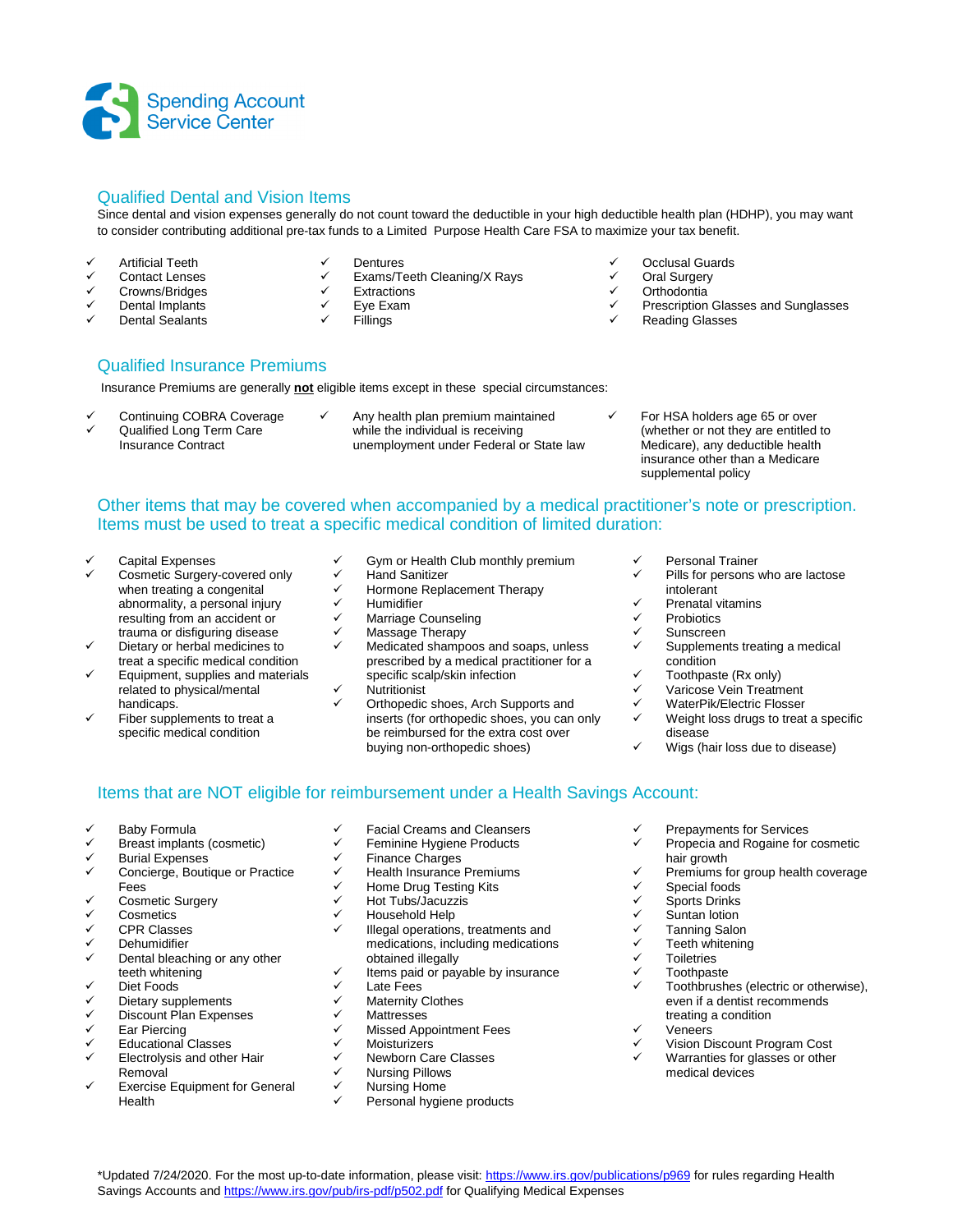Spending Account Service Center

## Qualified Dental and Vision Items

Since dental and vision expenses generally do not count toward the deductible in your high deductible health plan (HDHP), you may want to consider contributing additional pre-tax funds to a Limited Purpose Health Care FSA to maximize your tax benefit.

- ✓ Artificial Teeth
- ✓ Contact Lenses
- ✓ Crowns/Bridges
- ✓ Dental Implants
- ✓ Dental Sealants
- ✓ Dentures
- ✓ Exams/Teeth Cleaning/X Rays
- ✓ Extractions
- ✓ Eye Exam
- ✓ Fillings
- ✓ Occlusal Guards
- ✓ Oral Surgery
- ✓ Orthodontia
- ✓ Prescription Glasses and Sunglasses
- ✓ Reading Glasses

## Qualified Insurance Premiums

Insurance Premiums are generally **not** eligible items except in these special circumstances:

- ✓ Continuing COBRA Coverage
- ✓ Qualified Long Term Care Insurance Contract
- ✓ Any health plan premium maintained while the individual is receiving unemployment under Federal or State law
- ✓ For HSA holders age 65 or over (whether or not they are entitled to Medicare), any deductible health insurance other than a Medicare supplemental policy

## Other items that may be covered when accompanied by a medical practitioner's note or prescription. Items must be used to treat a specific medical condition of limited duration:

- ✓ Capital Expenses
- ✓ Cosmetic Surgery-covered only when treating a congenital abnormality, a personal injury resulting from an accident or trauma or disfiguring disease
- ✓ Dietary or herbal medicines to treat a specific medical condition
- ✓ Equipment, supplies and materials related to physical/mental handicaps.
- ✓ Fiber supplements to treat a specific medical condition
- ✓ Gym or Health Club monthly premium
- ✓ Hand Sanitizer
- ✓ Hormone Replacement Therapy
- ✓ Humidifier
- ✓ Marriage Counseling
- ✓ Massage Therapy
- ✓ Medicated shampoos and soaps, unless prescribed by a medical practitioner for a specific scalp/skin infection
- ✓ Nutritionist
- ✓ Orthopedic shoes, Arch Supports and inserts (for orthopedic shoes, you can only be reimbursed for the extra cost over buying non-orthopedic shoes)
- ✓ Personal Trainer
- ✓ Pills for persons who are lactose intolerant
- ✓ Prenatal vitamins
- ✓ Probiotics
- ✓ Sunscreen
- ✓ Supplements treating a medical condition
- ✓ Toothpaste (Rx only)
- ✓ Varicose Vein Treatment
- ✓ WaterPik/Electric Flosser
- ✓ Weight loss drugs to treat a specific disease
- ✓ Wigs (hair loss due to disease)

## Items that are NOT eligible for reimbursement under a Health Savings Account:

- ✓ Baby Formula
- ✓ Breast implants (cosmetic)
- ✓ Burial Expenses
- ✓ Concierge, Boutique or Practice Fees
- ✓ Cosmetic Surgery
- ✓ Cosmetics
- ✓ CPR Classes
- ✓ Dehumidifier
- ✓ Dental bleaching or any other teeth whitening
- ✓ Diet Foods
- ✓ Dietary supplements
- ✓ Discount Plan Expenses
- ✓ Ear Piercing
- ✓ Educational Classes
- ✓ Electrolysis and other Hair Removal
- ✓ Exercise Equipment for General Health
- ✓ Facial Creams and Cleansers
- ✓ Feminine Hygiene Products
- ✓ Finance Charges
- ✓ Health Insurance Premiums
- ✓ Home Drug Testing Kits
- ✓ Hot Tubs/Jacuzzis
- ✓ Household Help
- ✓ Illegal operations, treatments and medications, including medications obtained illegally
- ✓ Items paid or payable by insurance
- ✓ Late Fees
- ✓ Maternity Clothes
- ✓ Mattresses
- ✓ Missed Appointment Fees
- ✓ Moisturizers
- ✓ Newborn Care Classes
- ✓ Nursing Pillows
- ✓ Nursing Home
- ✓ Personal hygiene products
- ✓ Prepayments for Services
- ✓ Propecia and Rogaine for cosmetic hair growth
- ✓ Premiums for group health coverage
- ✓ Special foods
- ✓ Sports Drinks
- ✓ Suntan lotion
- ✓ Tanning Salon
- ✓ Teeth whitening
- ✓ Toiletries
- ✓ Toothpaste
- ✓ Toothbrushes (electric or otherwise), even if a dentist recommends treating a condition
- ✓ Veneers
- ✓ Vision Discount Program Cost
- ✓ Warranties for glasses or other medical devices

*Updated 7/24/2020. For the most up-to-date information, please visit: https://www.irs.gov/publications/p969 for rules regarding Health Savings Accounts and https://www.irs.gov/pub/irs-pdf/p502.pdf for Qualifying Medical Expenses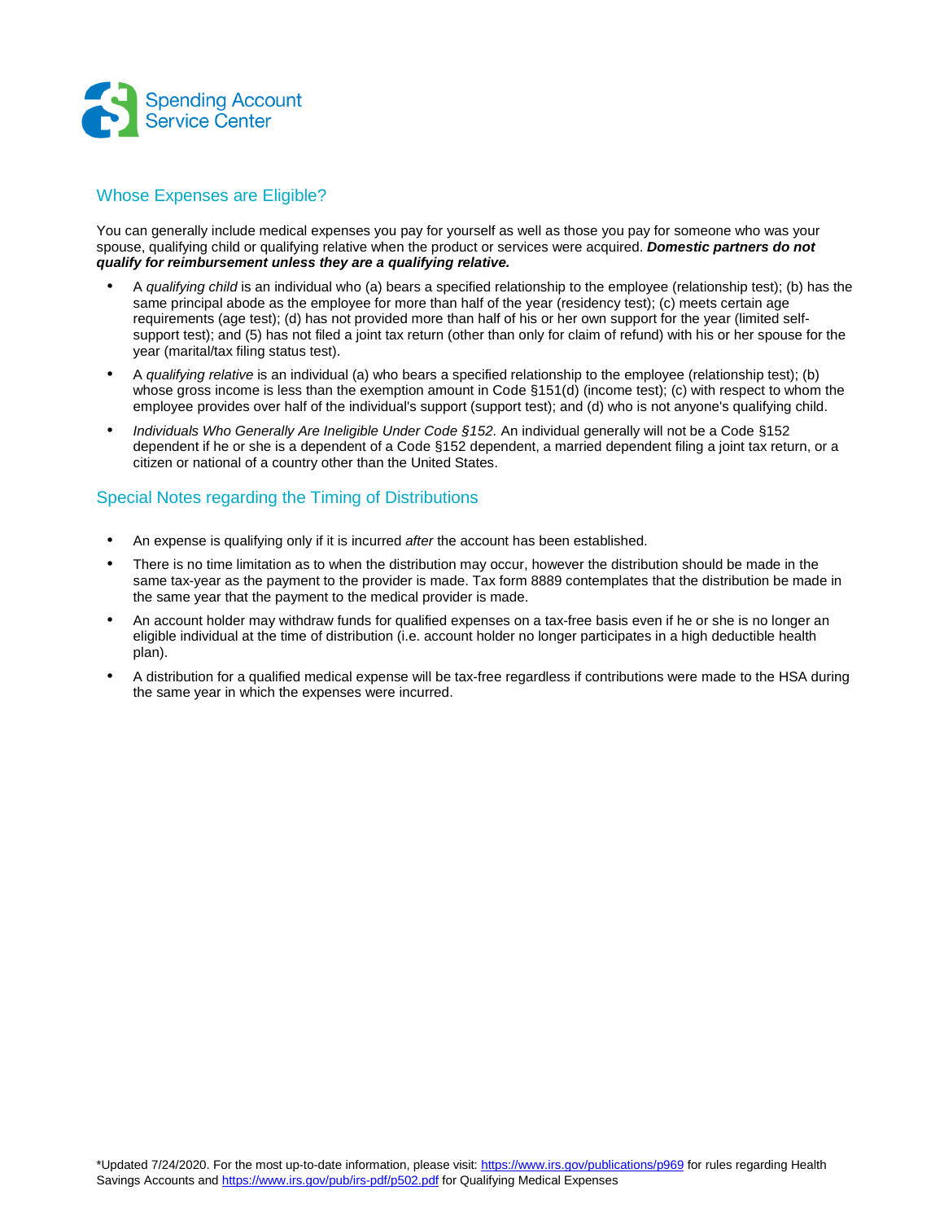Spending Account Service Center

## Whose Expenses are Eligible?

You can generally include medical expenses you pay for yourself as well as those you pay for someone who was your spouse, qualifying child or qualifying relative when the product or services were acquired. ***Domestic partners do not qualify for reimbursement unless they are a qualifying relative.***

- A *qualifying child* is an individual who (a) bears a specified relationship to the employee (relationship test); (b) has the same principal abode as the employee for more than half of the year (residency test); (c) meets certain age requirements (age test); (d) has not provided more than half of his or her own support for the year (limited self-support test); and (5) has not filed a joint tax return (other than only for claim of refund) with his or her spouse for the year (marital/tax filing status test).
- A *qualifying relative* is an individual (a) who bears a specified relationship to the employee (relationship test); (b) whose gross income is less than the exemption amount in Code §151(d) (income test); (c) with respect to whom the employee provides over half of the individual's support (support test); and (d) who is not anyone's qualifying child.
- *Individuals Who Generally Are Ineligible Under Code §152.* An individual generally will not be a Code §152 dependent if he or she is a dependent of a Code §152 dependent, a married dependent filing a joint tax return, or a citizen or national of a country other than the United States.

## Special Notes regarding the Timing of Distributions

- An expense is qualifying only if it is incurred *after* the account has been established.
- There is no time limitation as to when the distribution may occur, however the distribution should be made in the same tax-year as the payment to the provider is made. Tax form 8889 contemplates that the distribution be made in the same year that the payment to the medical provider is made.
- An account holder may withdraw funds for qualified expenses on a tax-free basis even if he or she is no longer an eligible individual at the time of distribution (i.e. account holder no longer participates in a high deductible health plan).
- A distribution for a qualified medical expense will be tax-free regardless if contributions were made to the HSA during the same year in which the expenses were incurred.

*Updated 7/24/2020. For the most up-to-date information, please visit: https://www.irs.gov/publications/p969 for rules regarding Health Savings Accounts and https://www.irs.gov/pub/irs-pdf/p502.pdf for Qualifying Medical Expenses